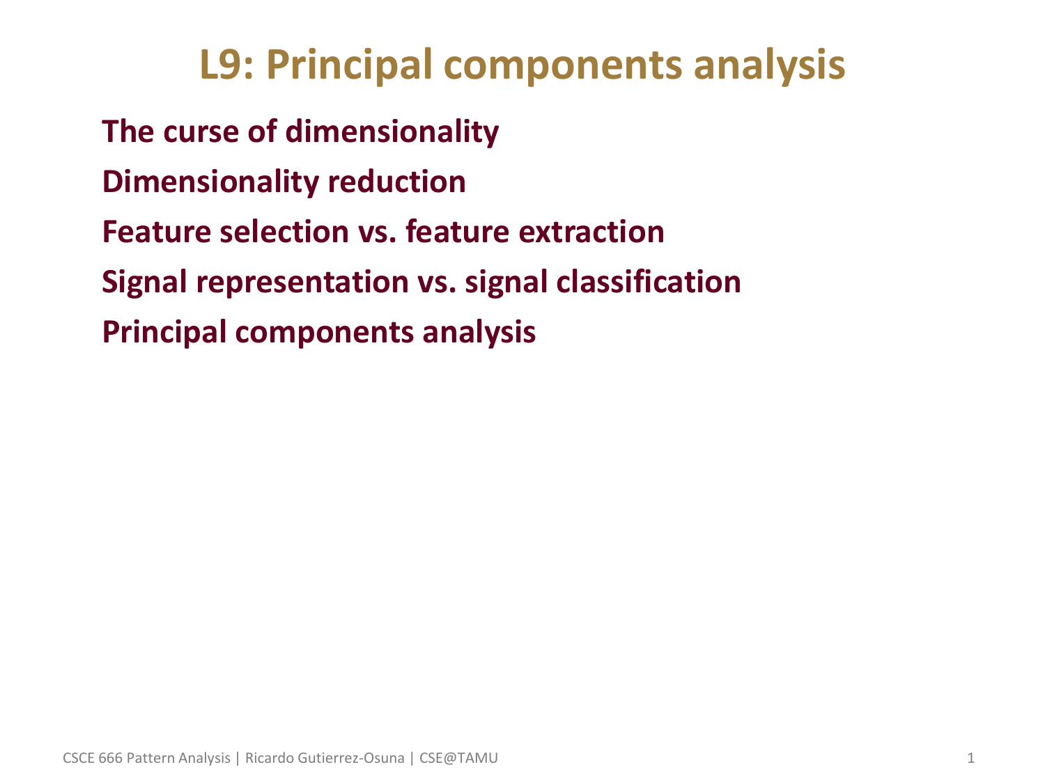# L9: Principal components analysis

- **The curse of dimensionality**
- **Dimensionality reduction**
- **Feature selection vs. feature extraction**
- **Signal representation vs. signal classification**
- **Principal components analysis**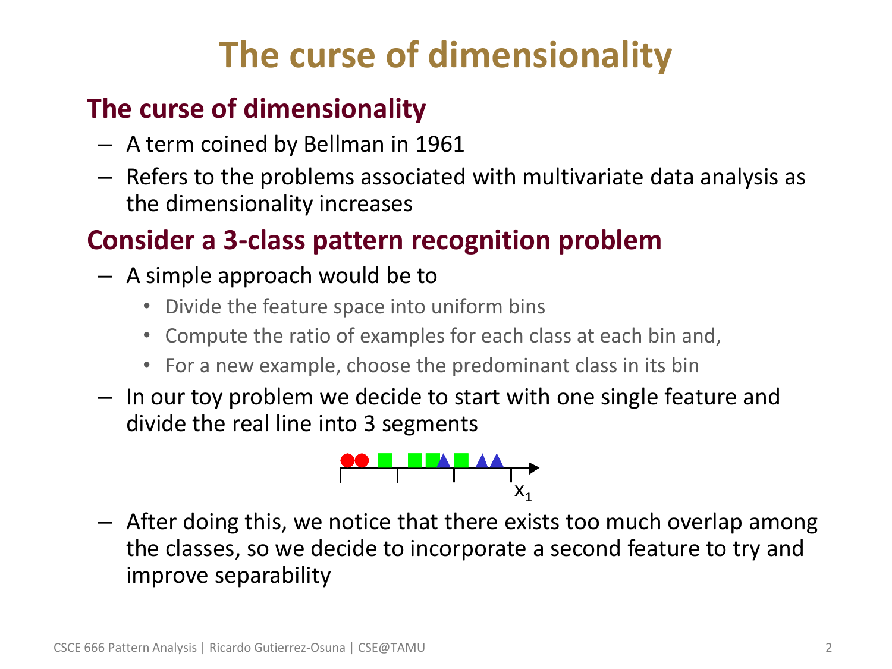# The curse of dimensionality

## The curse of dimensionality

- A term coined by Bellman in 1961
- Refers to the problems associated with multivariate data analysis as the dimensionality increases

## Consider a 3-class pattern recognition problem

- A simple approach would be to
  - Divide the feature space into uniform bins
  - Compute the ratio of examples for each class at each bin and,
  - For a new example, choose the predominant class in its bin
- In our toy problem we decide to start with one single feature and divide the real line into 3 segments

$x_1$

- After doing this, we notice that there exists too much overlap among the classes, so we decide to incorporate a second feature to try and improve separability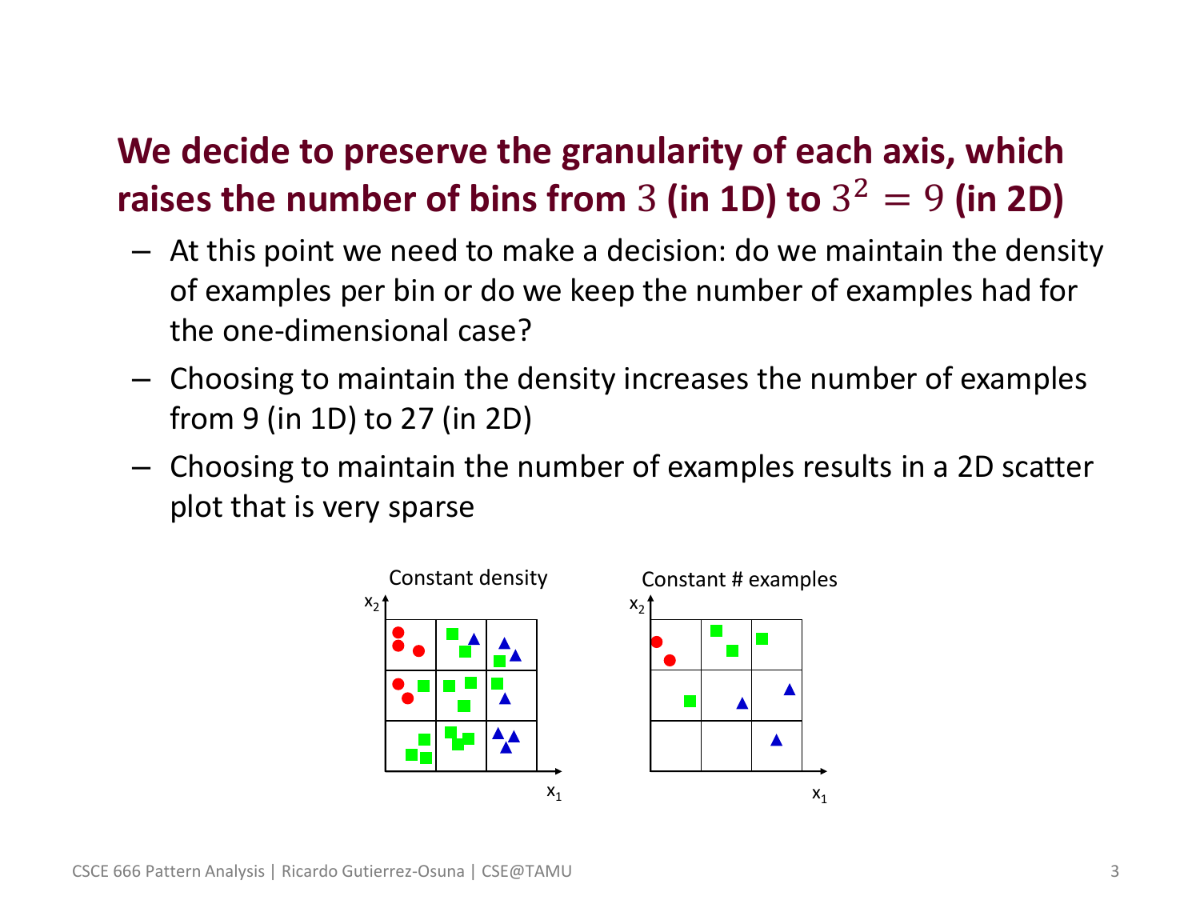## We decide to preserve the granularity of each axis, which raises the number of bins from $3$ (in 1D) to $3^2 = 9$ (in 2D)

- At this point we need to make a decision: do we maintain the density of examples per bin or do we keep the number of examples had for the one-dimensional case?
- Choosing to maintain the density increases the number of examples from 9 (in 1D) to 27 (in 2D)
- Choosing to maintain the number of examples results in a 2D scatter plot that is very sparse

Constant density

Constant # examples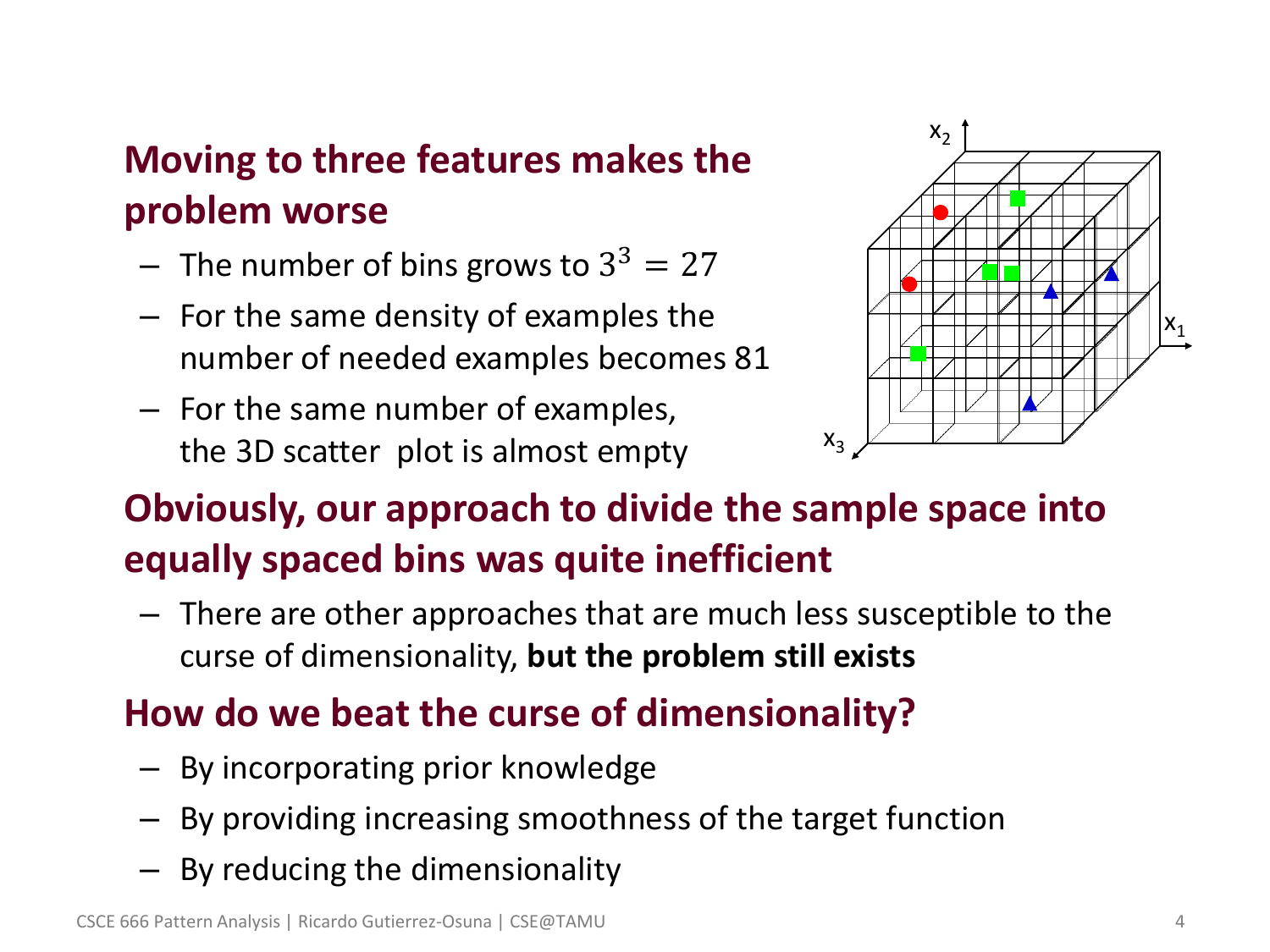## Moving to three features makes the problem worse

- The number of bins grows to $3^3 = 27$
- For the same density of examples the number of needed examples becomes 81
- For the same number of examples, the 3D scatter plot is almost empty

## Obviously, our approach to divide the sample space into equally spaced bins was quite inefficient

- There are other approaches that are much less susceptible to the curse of dimensionality, **but the problem still exists**

## How do we beat the curse of dimensionality?

- By incorporating prior knowledge
- By providing increasing smoothness of the target function
- By reducing the dimensionality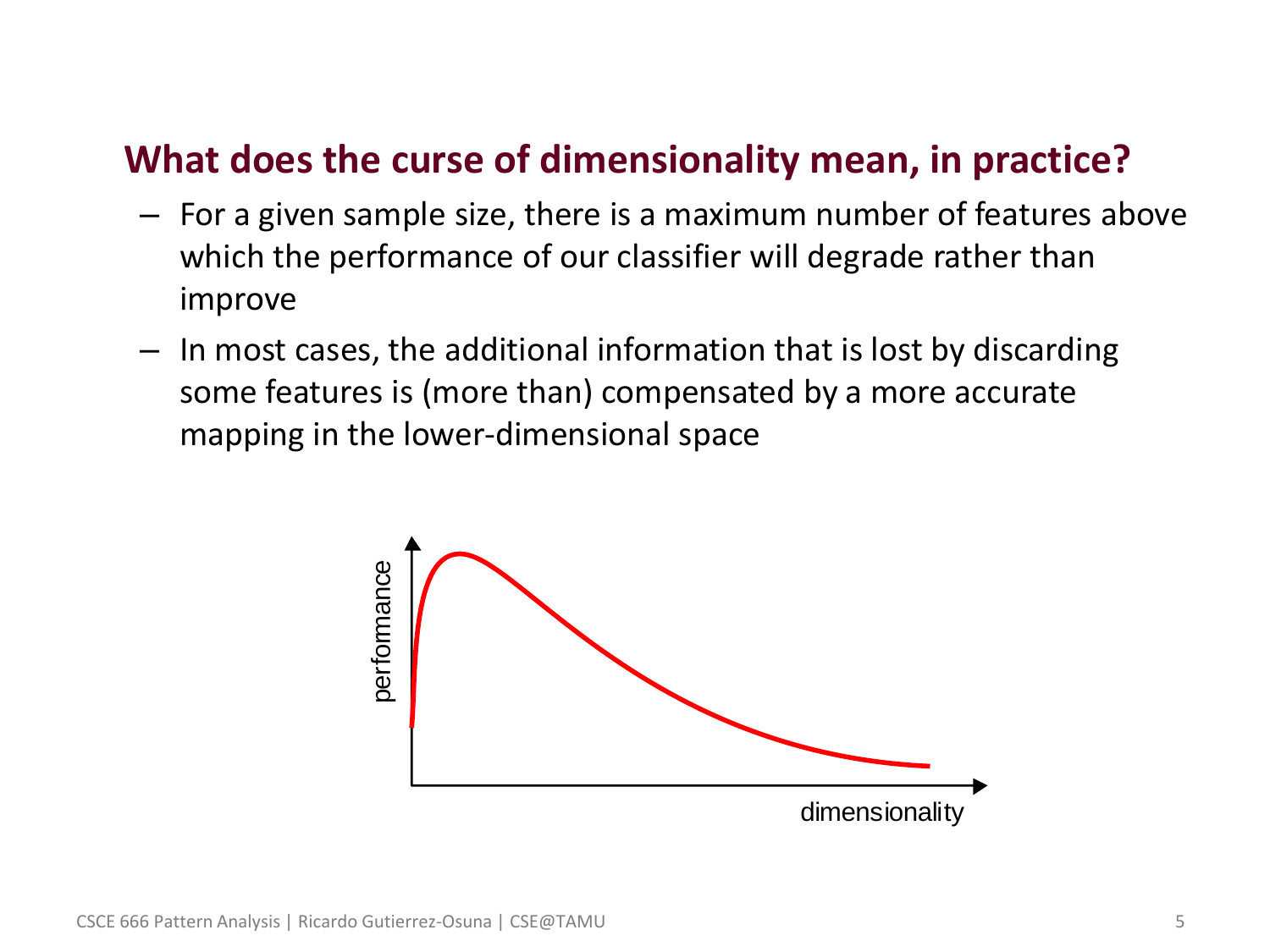## What does the curse of dimensionality mean, in practice?

- For a given sample size, there is a maximum number of features above which the performance of our classifier will degrade rather than improve
- In most cases, the additional information that is lost by discarding some features is (more than) compensated by a more accurate mapping in the lower-dimensional space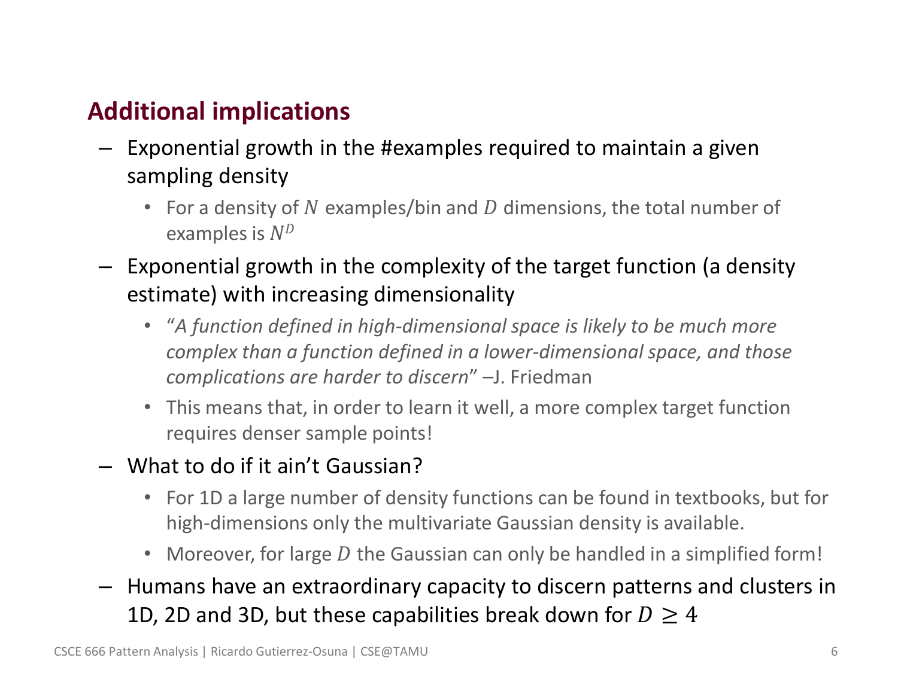## Additional implications

- Exponential growth in the #examples required to maintain a given sampling density
    - For a density of $N$ examples/bin and $D$ dimensions, the total number of examples is $N^D$
- Exponential growth in the complexity of the target function (a density estimate) with increasing dimensionality
    - "*A function defined in high-dimensional space is likely to be much more complex than a function defined in a lower-dimensional space, and those complications are harder to discern*" –J. Friedman
    - This means that, in order to learn it well, a more complex target function requires denser sample points!
- What to do if it ain't Gaussian?
    - For 1D a large number of density functions can be found in textbooks, but for high-dimensions only the multivariate Gaussian density is available.
    - Moreover, for large $D$ the Gaussian can only be handled in a simplified form!
- Humans have an extraordinary capacity to discern patterns and clusters in 1D, 2D and 3D, but these capabilities break down for $D \geq 4$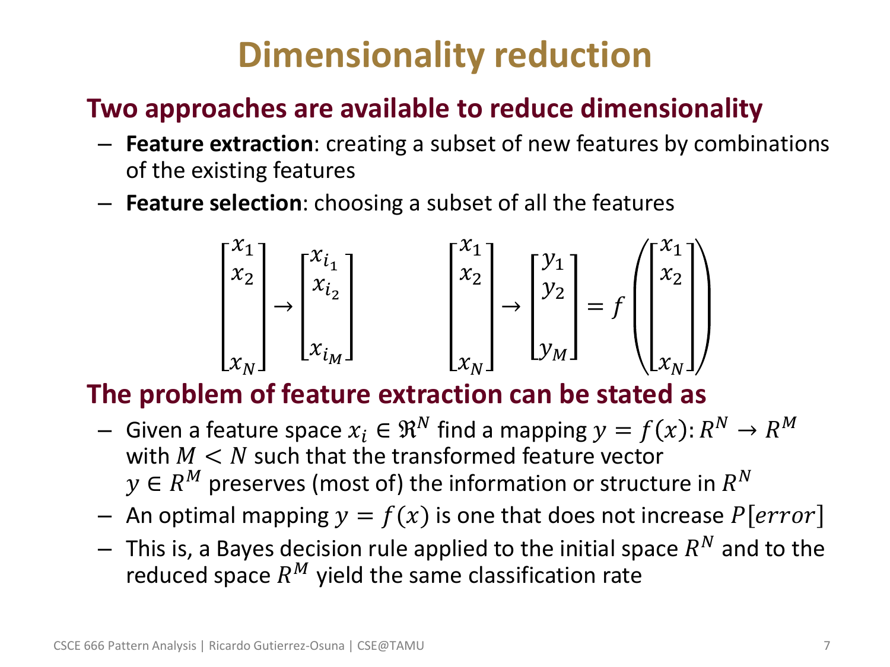# Dimensionality reduction

## Two approaches are available to reduce dimensionality

- **Feature extraction**: creating a subset of new features by combinations of the existing features
- **Feature selection**: choosing a subset of all the features

$$\begin{bmatrix} x_1 \\ x_2 \\ \\ x_N \end{bmatrix} \rightarrow \begin{bmatrix} x_{i_1} \\ x_{i_2} \\ \\ x_{i_M} \end{bmatrix} \qquad \begin{bmatrix} x_1 \\ x_2 \\ \\ x_N \end{bmatrix} \rightarrow \begin{bmatrix} y_1 \\ y_2 \\ \\ y_M \end{bmatrix} = f\left( \begin{bmatrix} x_1 \\ x_2 \\ \\ x_N \end{bmatrix} \right)$$

## The problem of feature extraction can be stated as

- Given a feature space $x_i \in \Re^N$ find a mapping $y = f(x): R^N \rightarrow R^M$ with $M < N$ such that the transformed feature vector $y \in R^M$ preserves (most of) the information or structure in $R^N$
- An optimal mapping $y = f(x)$ is one that does not increase $P[error]$
- This is, a Bayes decision rule applied to the initial space $R^N$ and to the reduced space $R^M$ yield the same classification rate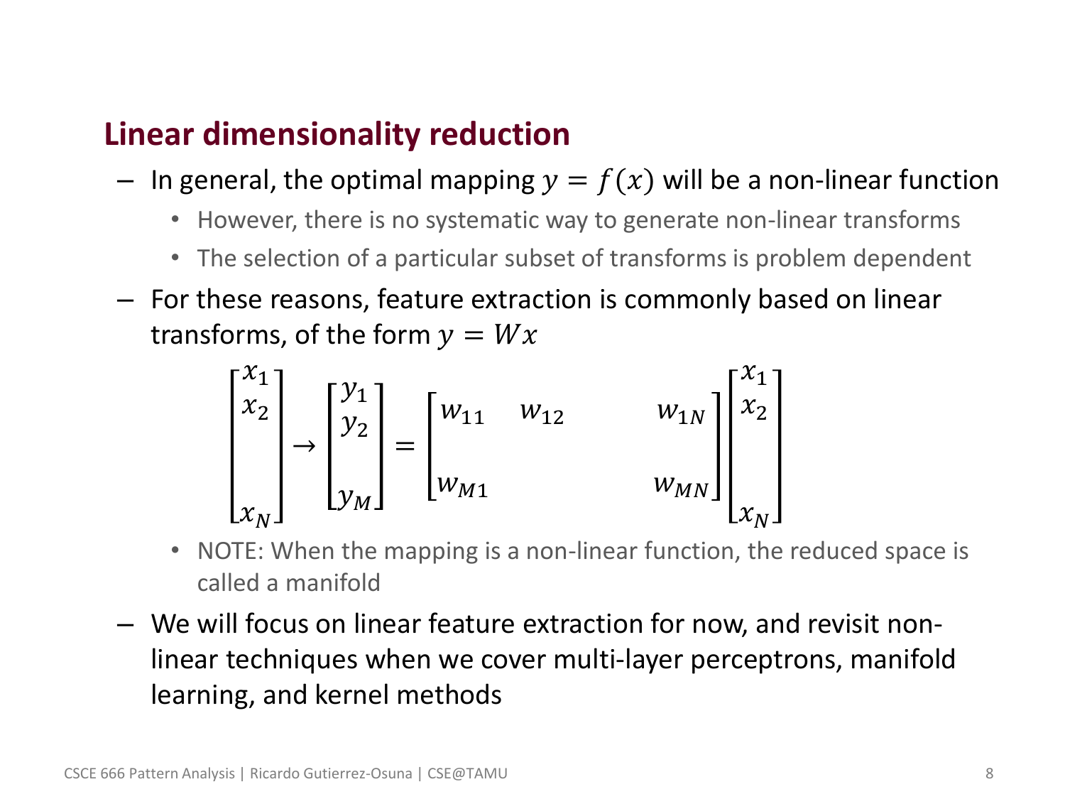## Linear dimensionality reduction

- In general, the optimal mapping $y = f(x)$ will be a non-linear function
  - However, there is no systematic way to generate non-linear transforms
  - The selection of a particular subset of transforms is problem dependent
- For these reasons, feature extraction is commonly based on linear transforms, of the form $y = Wx$

$$\begin{bmatrix} x_1 \\ x_2 \\ \\ x_N \end{bmatrix} \rightarrow \begin{bmatrix} y_1 \\ y_2 \\ \\ y_M \end{bmatrix} = \begin{bmatrix} w_{11} & w_{12} & & w_{1N} \\ \\ w_{M1} & & & w_{MN} \end{bmatrix} \begin{bmatrix} x_1 \\ x_2 \\ \\ x_N \end{bmatrix}$$

  - NOTE: When the mapping is a non-linear function, the reduced space is called a manifold
- We will focus on linear feature extraction for now, and revisit non-linear techniques when we cover multi-layer perceptrons, manifold learning, and kernel methods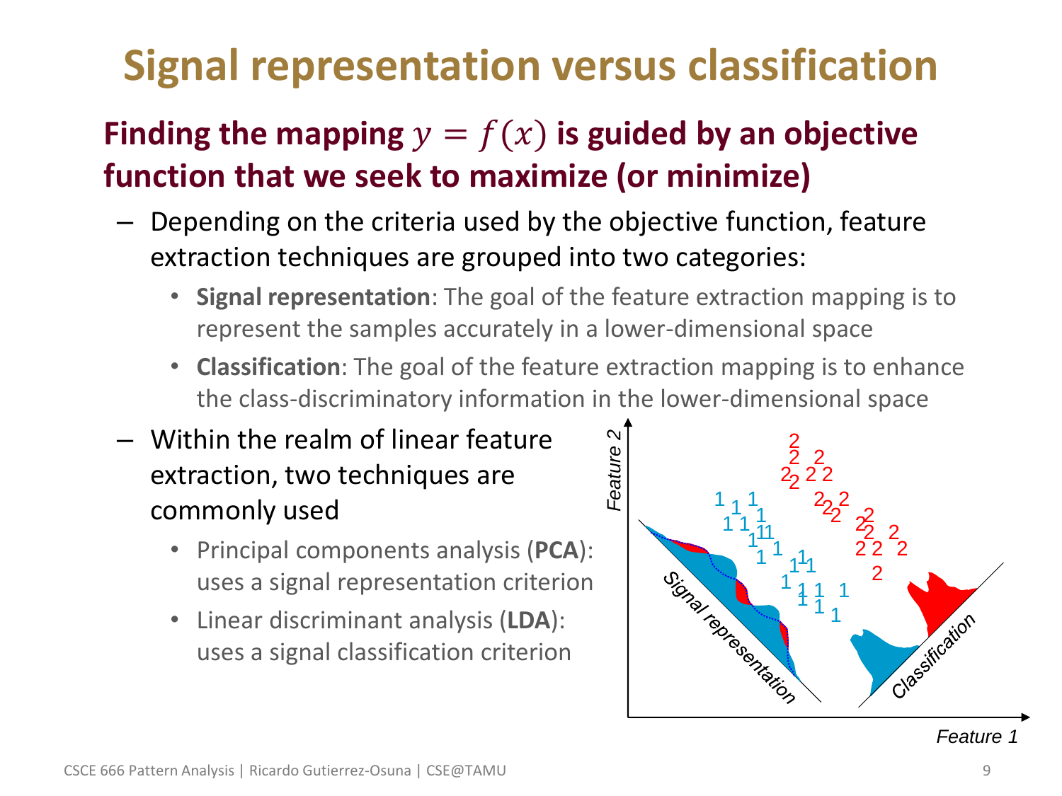# Signal representation versus classification

## Finding the mapping $y = f(x)$ is guided by an objective function that we seek to maximize (or minimize)

- Depending on the criteria used by the objective function, feature extraction techniques are grouped into two categories:
  - **Signal representation**: The goal of the feature extraction mapping is to represent the samples accurately in a lower-dimensional space
  - **Classification**: The goal of the feature extraction mapping is to enhance the class-discriminatory information in the lower-dimensional space
- Within the realm of linear feature extraction, two techniques are commonly used
  - Principal components analysis (**PCA**): uses a signal representation criterion
  - Linear discriminant analysis (**LDA**): uses a signal classification criterion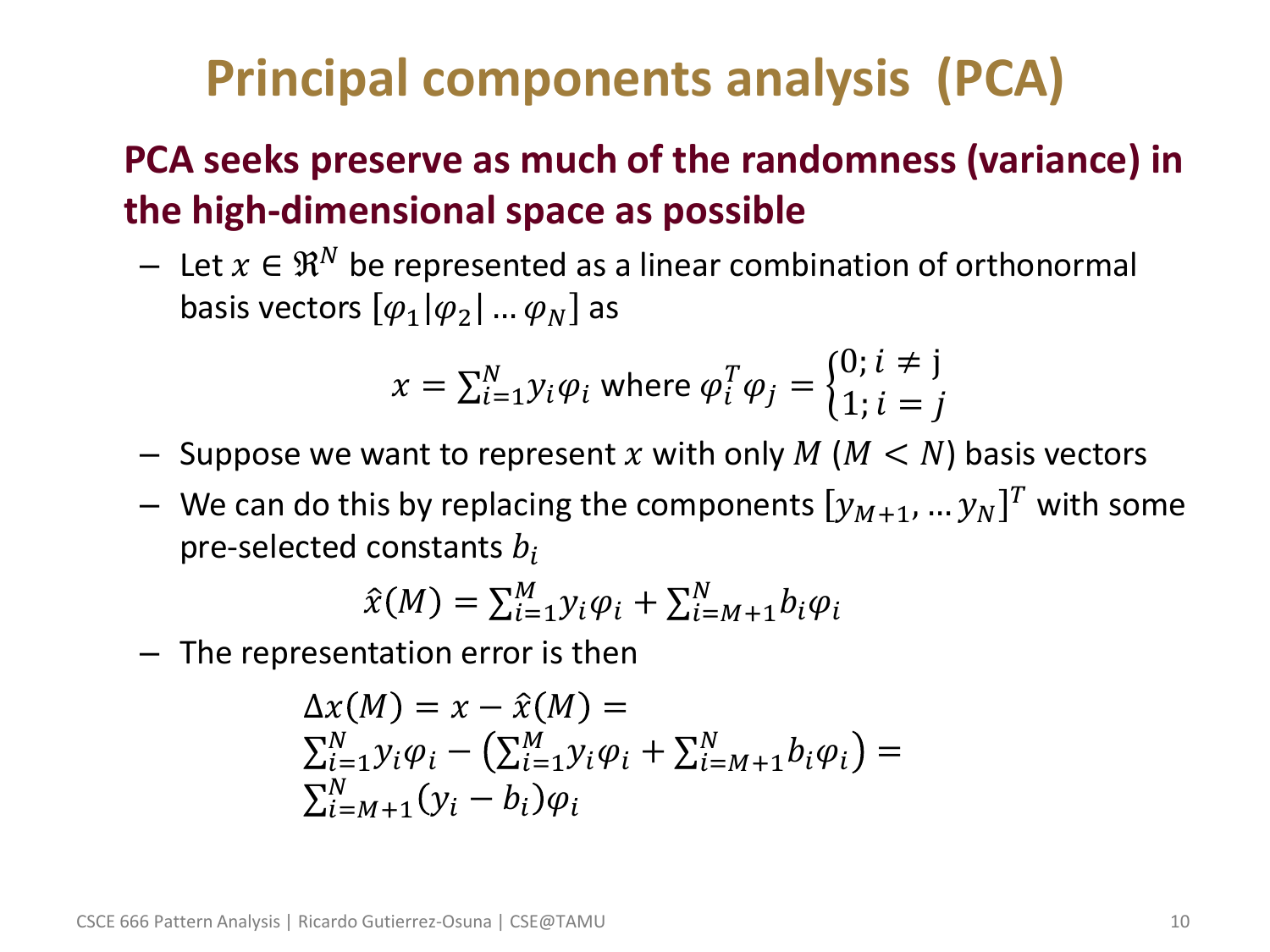# Principal components analysis (PCA)

## PCA seeks preserve as much of the randomness (variance) in the high-dimensional space as possible

- Let $x \in \Re^N$ be represented as a linear combination of orthonormal basis vectors $[\varphi_1|\varphi_2|\ldots\varphi_N]$ as

$$x = \sum_{i=1}^{N} y_i \varphi_i \text{ where } \varphi_i^T \varphi_j = \begin{cases} 0; i \neq \mathrm{j} \\ 1; i = j \end{cases}$$

- Suppose we want to represent $x$ with only $M$ ($M < N$) basis vectors
- We can do this by replacing the components $[y_{M+1}, \ldots y_N]^T$ with some pre-selected constants $b_i$

$$\hat{x}(M) = \sum_{i=1}^{M} y_i \varphi_i + \sum_{i=M+1}^{N} b_i \varphi_i$$

- The representation error is then

$$\begin{aligned} &\Delta x(M) = x - \hat{x}(M) = \\ &\sum_{i=1}^{N} y_i \varphi_i - \left(\sum_{i=1}^{M} y_i \varphi_i + \sum_{i=M+1}^{N} b_i \varphi_i\right) = \\ &\sum_{i=M+1}^{N} (y_i - b_i) \varphi_i \end{aligned}$$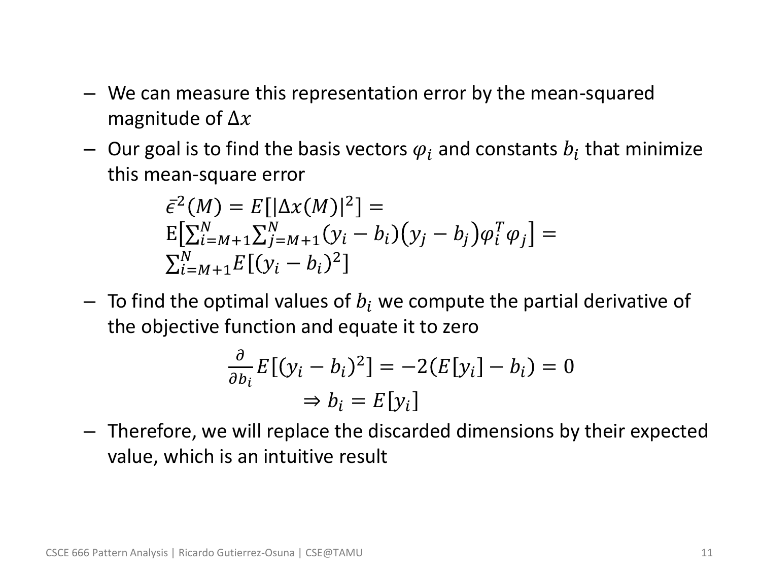- We can measure this representation error by the mean-squared magnitude of $\Delta x$
- Our goal is to find the basis vectors $\varphi_i$ and constants $b_i$ that minimize this mean-square error

$$
\begin{aligned}
&\bar{\epsilon}^2(M) = E\left[|\Delta x(M)|^2\right] = \\
&\mathrm{E}\left[\sum_{i=M+1}^{N}\sum_{j=M+1}^{N}(y_i - b_i)(y_j - b_j)\varphi_i^T\varphi_j\right] = \\
&\sum_{i=M+1}^{N} E\left[(y_i - b_i)^2\right]
\end{aligned}
$$

- To find the optimal values of $b_i$ we compute the partial derivative of the objective function and equate it to zero

$$
\frac{\partial}{\partial b_i} E\left[(y_i - b_i)^2\right] = -2(E[y_i] - b_i) = 0
$$

$$
\Rightarrow b_i = E[y_i]
$$

- Therefore, we will replace the discarded dimensions by their expected value, which is an intuitive result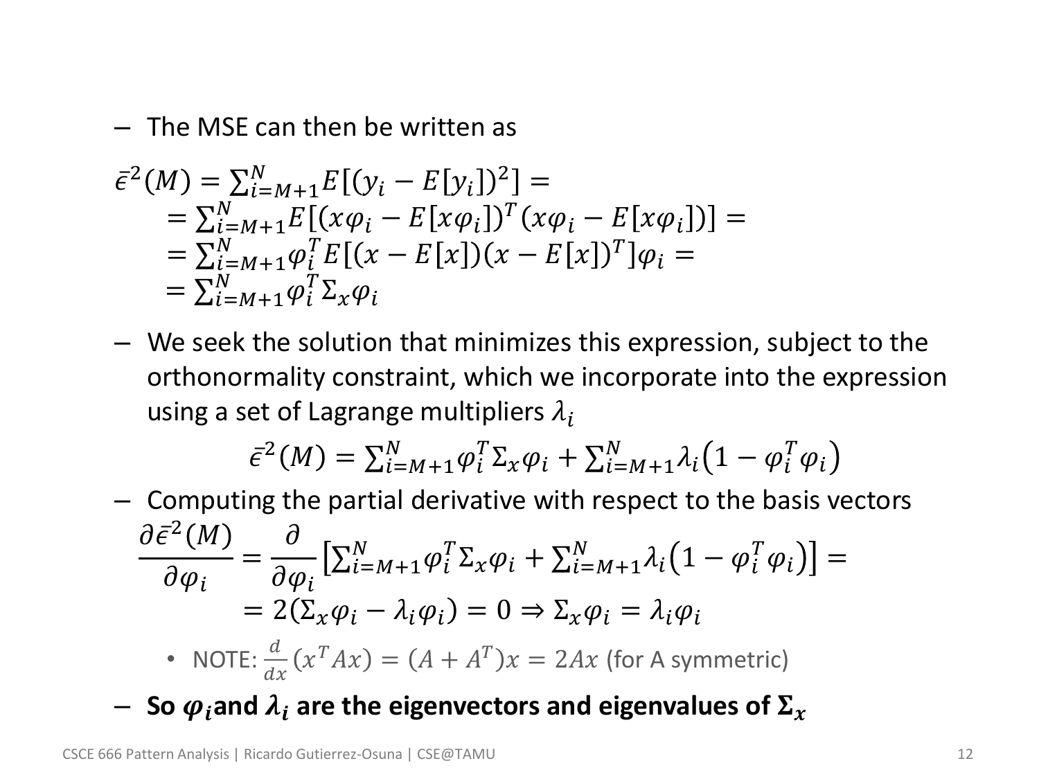- The MSE can then be written as

$$
\begin{aligned}
\bar{\epsilon}^2(M) &= \sum_{i=M+1}^{N} E\left[(y_i - E[y_i])^2\right] = \\
&= \sum_{i=M+1}^{N} E\left[(x\varphi_i - E[x\varphi_i])^T (x\varphi_i - E[x\varphi_i])\right] = \\
&= \sum_{i=M+1}^{N} \varphi_i^T E\left[(x - E[x])(x - E[x])^T\right]\varphi_i = \\
&= \sum_{i=M+1}^{N} \varphi_i^T \Sigma_x \varphi_i
\end{aligned}
$$

- We seek the solution that minimizes this expression, subject to the orthonormality constraint, which we incorporate into the expression using a set of Lagrange multipliers $\lambda_i$

$$
\bar{\epsilon}^2(M) = \sum_{i=M+1}^{N} \varphi_i^T \Sigma_x \varphi_i + \sum_{i=M+1}^{N} \lambda_i \left(1 - \varphi_i^T \varphi_i\right)
$$

- Computing the partial derivative with respect to the basis vectors

$$
\begin{aligned}
\frac{\partial \bar{\epsilon}^2(M)}{\partial \varphi_i} &= \frac{\partial}{\partial \varphi_i}\left[\sum_{i=M+1}^{N} \varphi_i^T \Sigma_x \varphi_i + \sum_{i=M+1}^{N} \lambda_i \left(1 - \varphi_i^T \varphi_i\right)\right] = \\
&= 2(\Sigma_x \varphi_i - \lambda_i \varphi_i) = 0 \Rightarrow \Sigma_x \varphi_i = \lambda_i \varphi_i
\end{aligned}
$$

  - NOTE: $\frac{d}{dx}(x^T A x) = (A + A^T)x = 2Ax$ (for A symmetric)

- **So $\varphi_i$ and $\lambda_i$ are the eigenvectors and eigenvalues of $\Sigma_x$**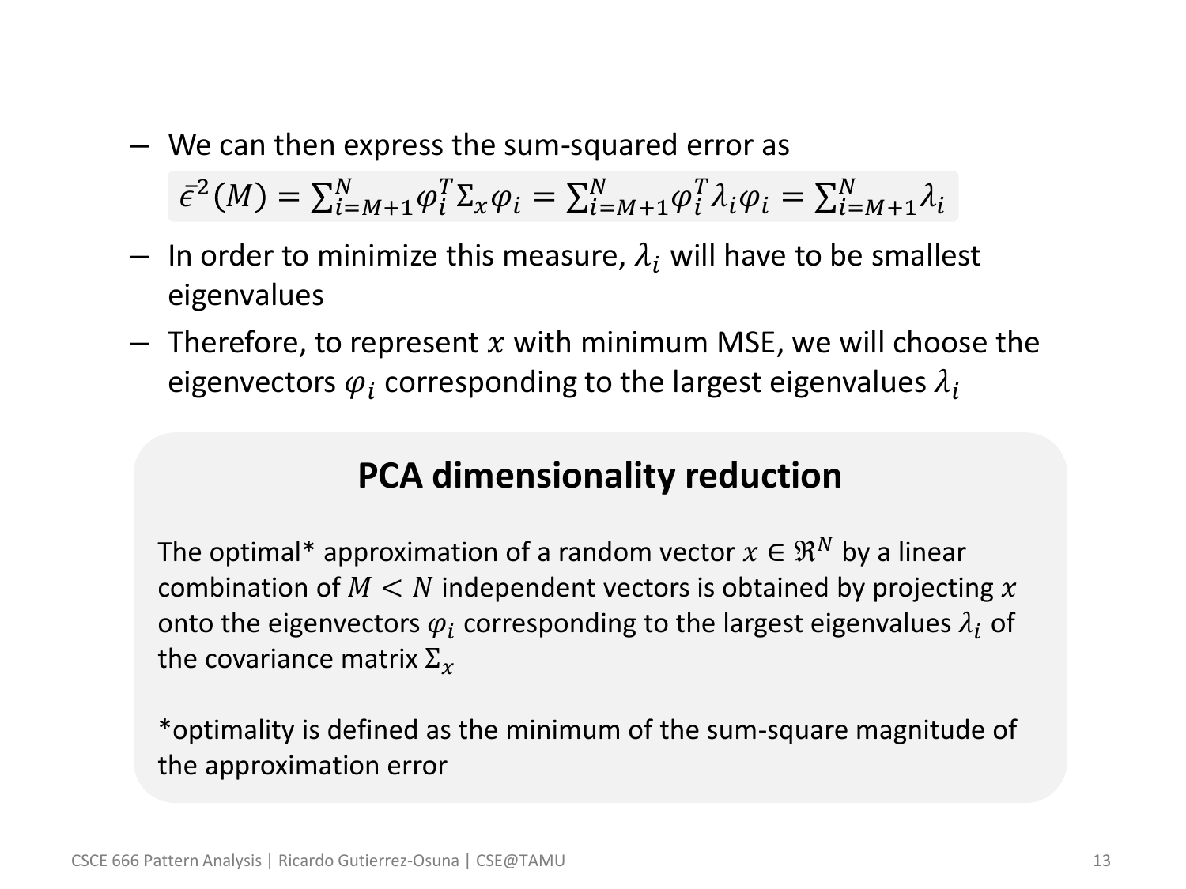- We can then express the sum-squared error as

$$\bar{\epsilon}^2(M) = \sum_{i=M+1}^{N} \varphi_i^T \Sigma_x \varphi_i = \sum_{i=M+1}^{N} \varphi_i^T \lambda_i \varphi_i = \sum_{i=M+1}^{N} \lambda_i$$

- In order to minimize this measure, $\lambda_i$ will have to be smallest eigenvalues
- Therefore, to represent $x$ with minimum MSE, we will choose the eigenvectors $\varphi_i$ corresponding to the largest eigenvalues $\lambda_i$

**PCA dimensionality reduction**

The optimal* approximation of a random vector $x \in \Re^N$ by a linear combination of $M < N$ independent vectors is obtained by projecting $x$ onto the eigenvectors $\varphi_i$ corresponding to the largest eigenvalues $\lambda_i$ of the covariance matrix $\Sigma_x$

*optimality is defined as the minimum of the sum-square magnitude of the approximation error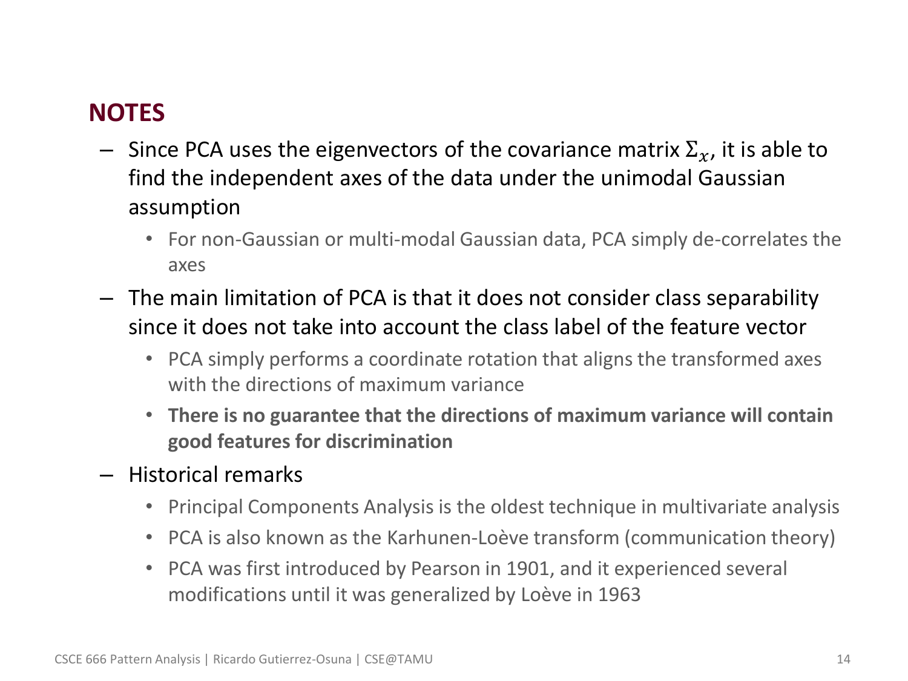## NOTES

- Since PCA uses the eigenvectors of the covariance matrix $\Sigma_x$, it is able to find the independent axes of the data under the unimodal Gaussian assumption
  - For non-Gaussian or multi-modal Gaussian data, PCA simply de-correlates the axes
- The main limitation of PCA is that it does not consider class separability since it does not take into account the class label of the feature vector
  - PCA simply performs a coordinate rotation that aligns the transformed axes with the directions of maximum variance
  - **There is no guarantee that the directions of maximum variance will contain good features for discrimination**
- Historical remarks
  - Principal Components Analysis is the oldest technique in multivariate analysis
  - PCA is also known as the Karhunen-Loève transform (communication theory)
  - PCA was first introduced by Pearson in 1901, and it experienced several modifications until it was generalized by Loève in 1963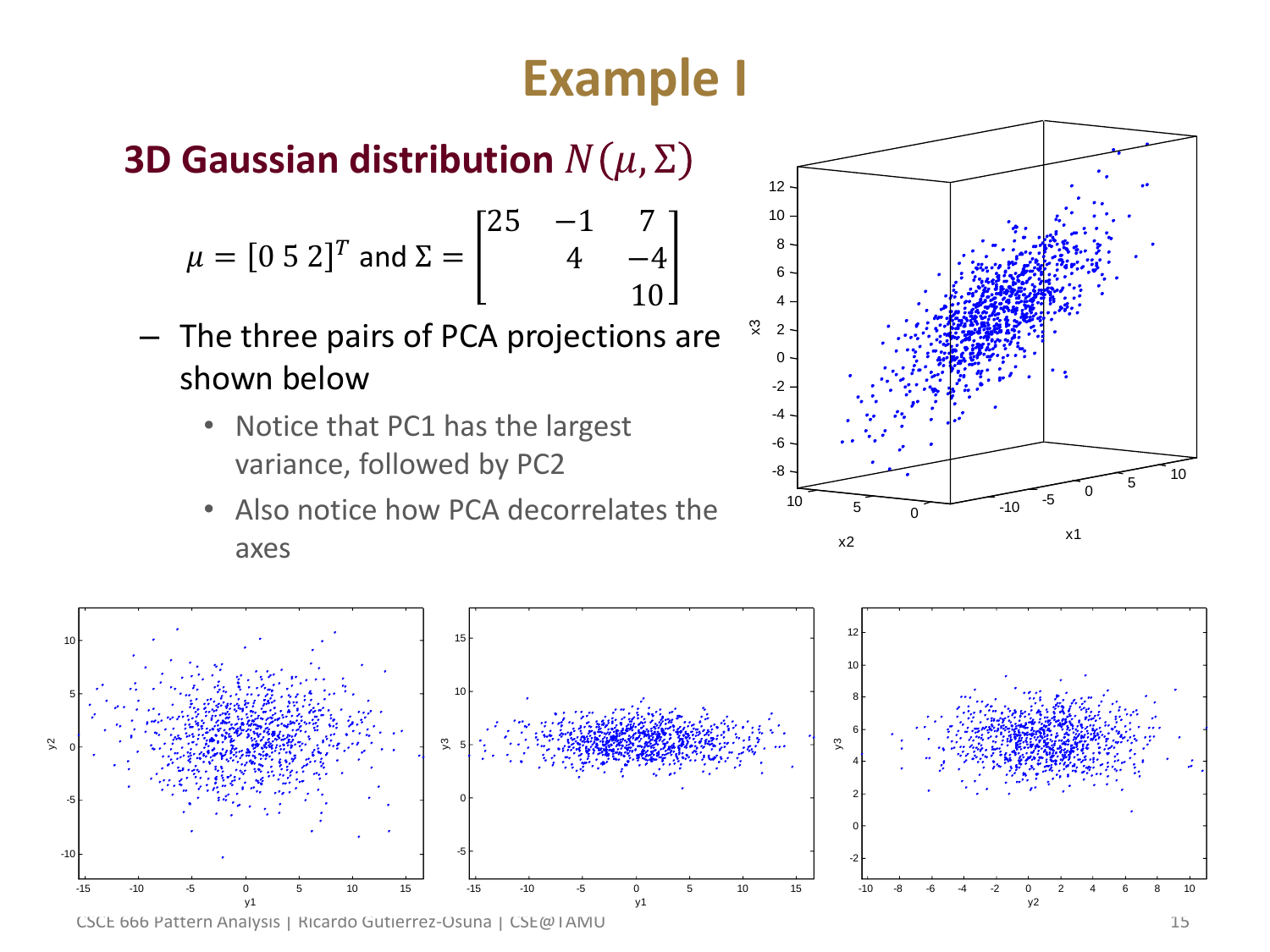# Example I

## 3D Gaussian distribution $N(\mu, \Sigma)$

$$\mu = [0\ 5\ 2]^T \text{ and } \Sigma = \begin{bmatrix} 25 & -1 & 7 \\ & 4 & -4 \\ & & 10 \end{bmatrix}$$

- The three pairs of PCA projections are shown below
  - Notice that PC1 has the largest variance, followed by PC2
  - Also notice how PCA decorrelates the axes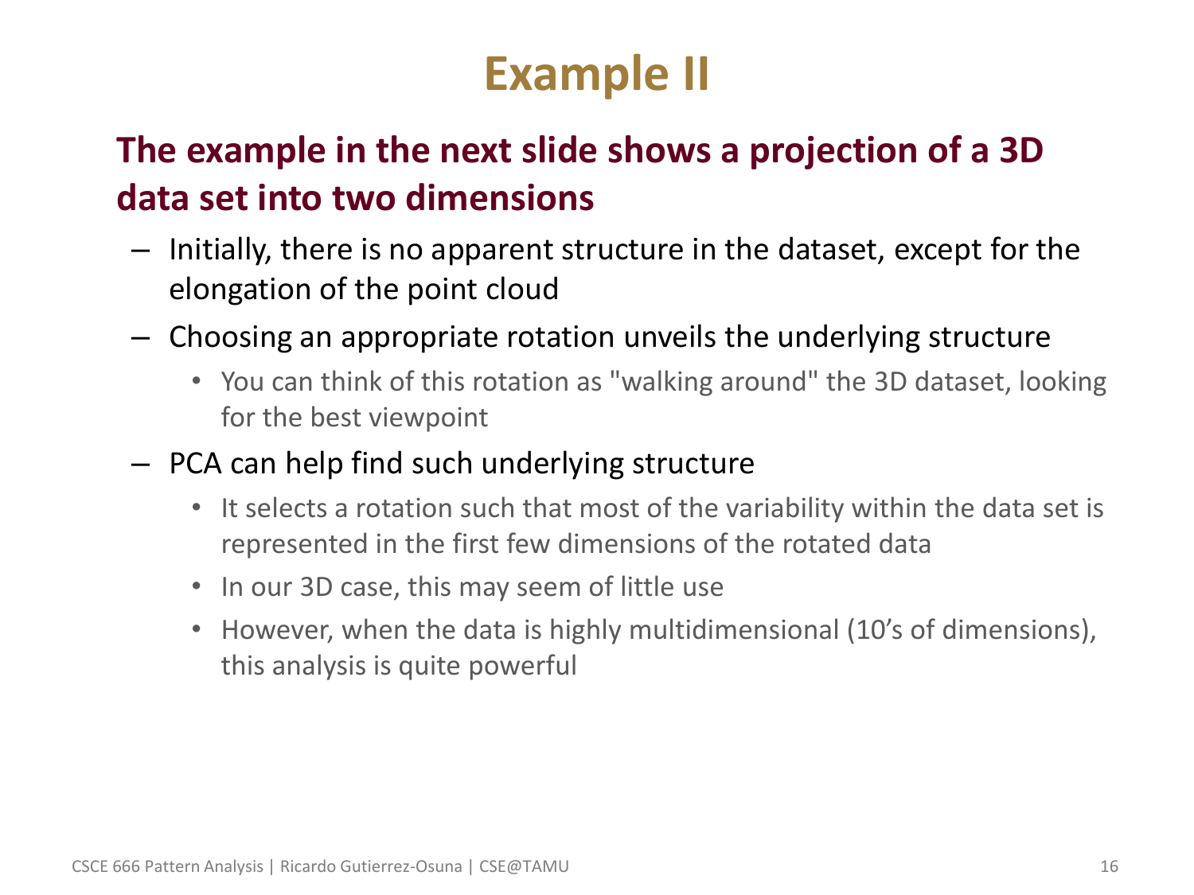# Example II

**The example in the next slide shows a projection of a 3D data set into two dimensions**

- Initially, there is no apparent structure in the dataset, except for the elongation of the point cloud
- Choosing an appropriate rotation unveils the underlying structure
  - You can think of this rotation as "walking around" the 3D dataset, looking for the best viewpoint
- PCA can help find such underlying structure
  - It selects a rotation such that most of the variability within the data set is represented in the first few dimensions of the rotated data
  - In our 3D case, this may seem of little use
  - However, when the data is highly multidimensional (10's of dimensions), this analysis is quite powerful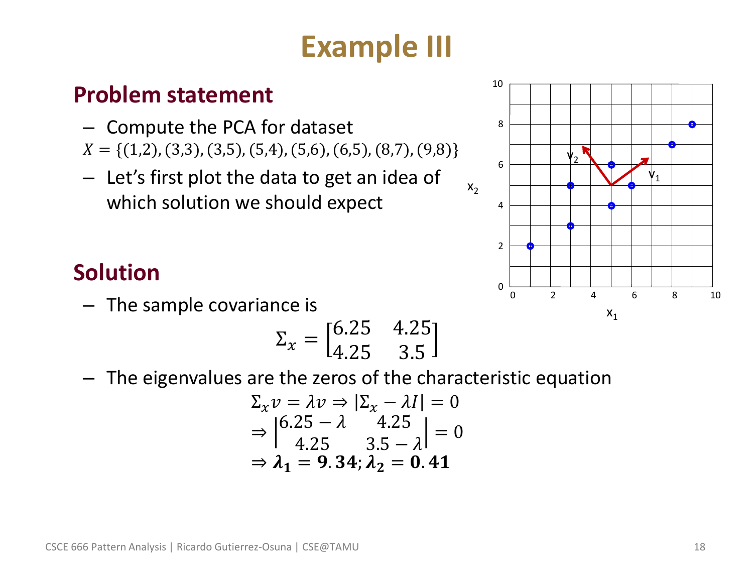# Example III

## Problem statement

- Compute the PCA for dataset

$X = \{(1,2), (3,3), (3,5), (5,4), (5,6), (6,5), (8,7), (9,8)\}$

- Let's first plot the data to get an idea of which solution we should expect

## Solution

- The sample covariance is

$$\Sigma_x = \begin{bmatrix} 6.25 & 4.25 \\ 4.25 & 3.5 \end{bmatrix}$$

- The eigenvalues are the zeros of the characteristic equation

$$\Sigma_x v = \lambda v \Rightarrow |\Sigma_x - \lambda I| = 0$$
$$\Rightarrow \begin{vmatrix} 6.25 - \lambda & 4.25 \\ 4.25 & 3.5 - \lambda \end{vmatrix} = 0$$
$$\Rightarrow \boldsymbol{\lambda_1 = 9.34; \lambda_2 = 0.41}$$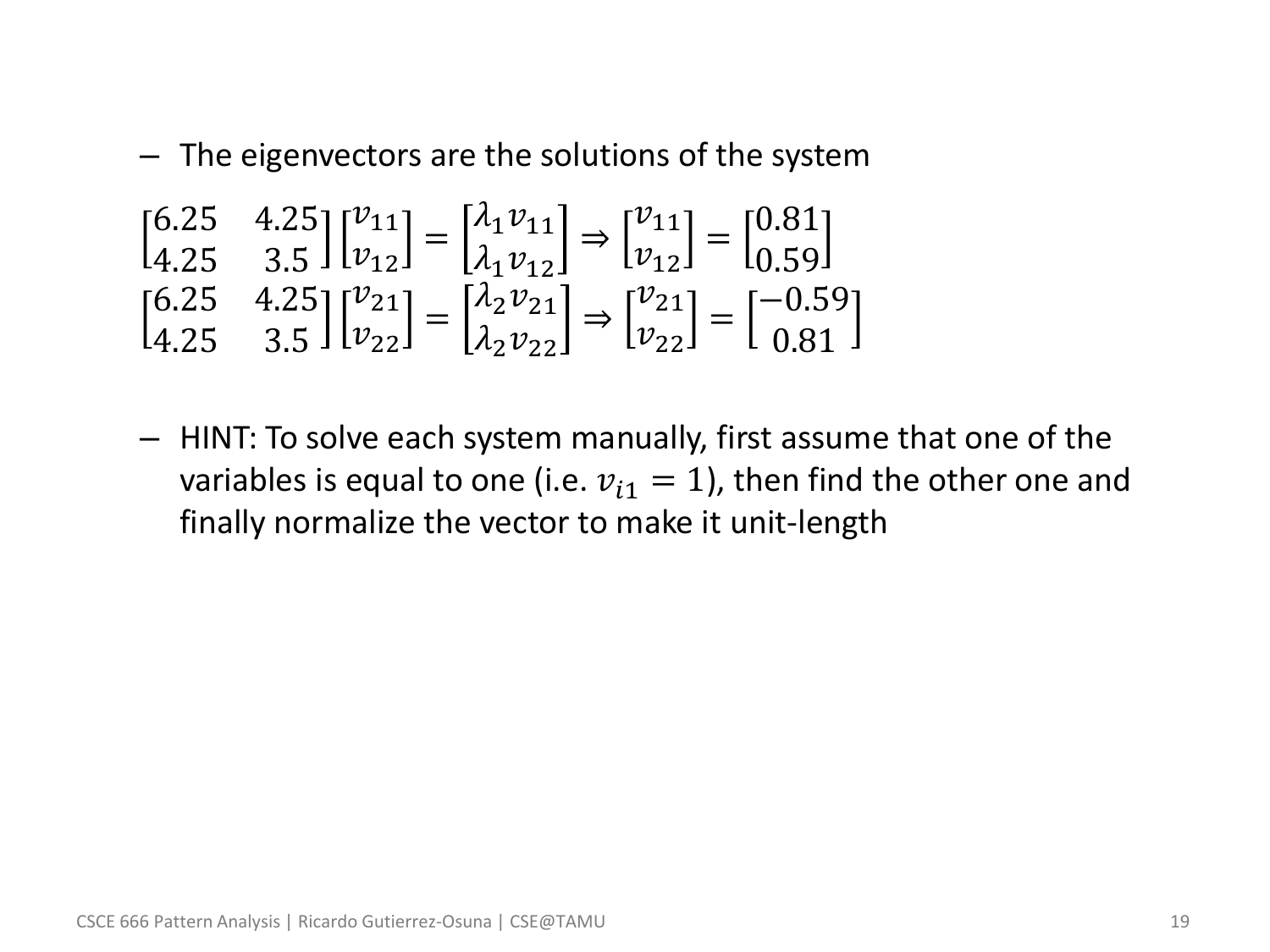- The eigenvectors are the solutions of the system

$$\begin{bmatrix} 6.25 & 4.25 \\ 4.25 & 3.5 \end{bmatrix} \begin{bmatrix} v_{11} \\ v_{12} \end{bmatrix} = \begin{bmatrix} \lambda_1 v_{11} \\ \lambda_1 v_{12} \end{bmatrix} \Rightarrow \begin{bmatrix} v_{11} \\ v_{12} \end{bmatrix} = \begin{bmatrix} 0.81 \\ 0.59 \end{bmatrix}$$

$$\begin{bmatrix} 6.25 & 4.25 \\ 4.25 & 3.5 \end{bmatrix} \begin{bmatrix} v_{21} \\ v_{22} \end{bmatrix} = \begin{bmatrix} \lambda_2 v_{21} \\ \lambda_2 v_{22} \end{bmatrix} \Rightarrow \begin{bmatrix} v_{21} \\ v_{22} \end{bmatrix} = \begin{bmatrix} -0.59 \\ 0.81 \end{bmatrix}$$

- HINT: To solve each system manually, first assume that one of the variables is equal to one (i.e. $v_{i1} = 1$), then find the other one and finally normalize the vector to make it unit-length